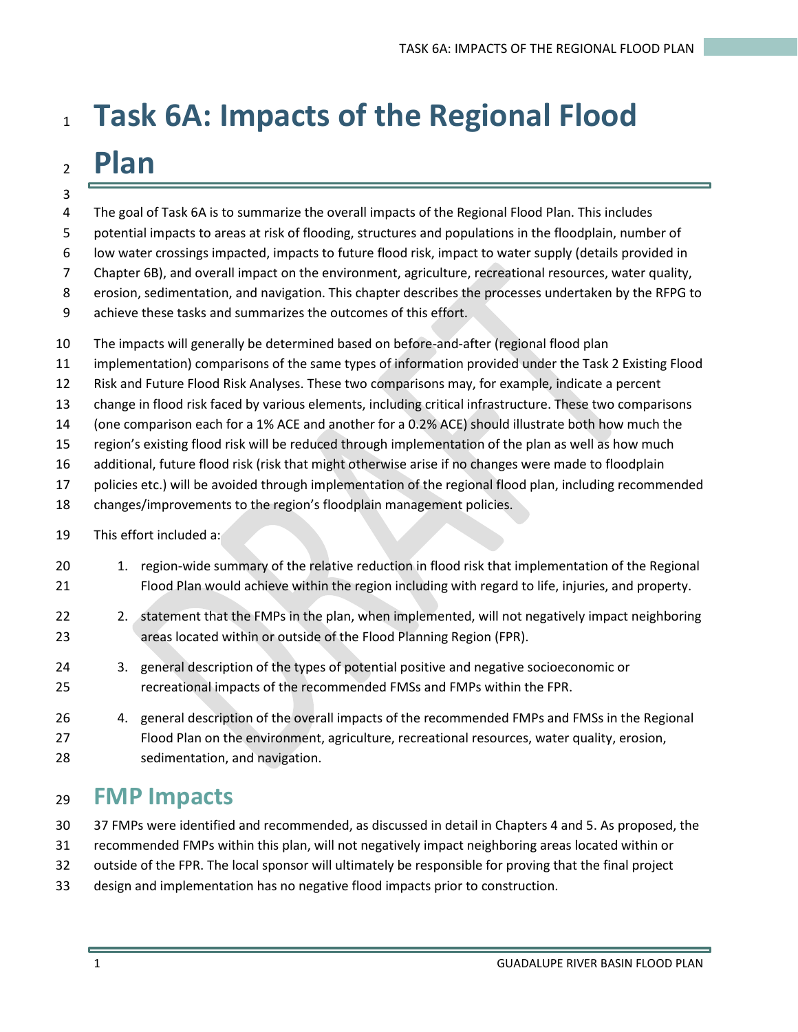# Task 6A: Impacts of the Regional Flood Plan

The goal of Task 6A is to summarize the overall impacts of the Regional Flood Plan. This includes potential impacts to areas at risk of flooding, structures and populations in the floodplain, number of low water crossings impacted, impacts to future flood risk, impact to water supply (details provided in Chapter 6B), and overall impact on the environment, agriculture, recreational resources, water quality, erosion, sedimentation, and navigation. This chapter describes the processes undertaken by the RFPG to achieve these tasks and summarizes the outcomes of this effort.

The impacts will generally be determined based on before-and-after (regional flood plan implementation) comparisons of the same types of information provided under the Task 2 Existing Flood Risk and Future Flood Risk Analyses. These two comparisons may, for example, indicate a percent change in flood risk faced by various elements, including critical infrastructure. These two comparisons (one comparison each for a 1% ACE and another for a 0.2% ACE) should illustrate both how much the region's existing flood risk will be reduced through implementation of the plan as well as how much additional, future flood risk (risk that might otherwise arise if no changes were made to floodplain policies etc.) will be avoided through implementation of the regional flood plan, including recommended changes/improvements to the region's floodplain management policies.

This effort included a:

1. region-wide summary of the relative reduction in flood risk that implementation of the Regional Flood Plan would achieve within the region including with regard to life, injuries, and property.
2. statement that the FMPs in the plan, when implemented, will not negatively impact neighboring areas located within or outside of the Flood Planning Region (FPR).
3. general description of the types of potential positive and negative socioeconomic or recreational impacts of the recommended FMSs and FMPs within the FPR.
4. general description of the overall impacts of the recommended FMPs and FMSs in the Regional Flood Plan on the environment, agriculture, recreational resources, water quality, erosion, sedimentation, and navigation.

## FMP Impacts

37 FMPs were identified and recommended, as discussed in detail in Chapters 4 and 5. As proposed, the recommended FMPs within this plan, will not negatively impact neighboring areas located within or outside of the FPR. The local sponsor will ultimately be responsible for proving that the final project design and implementation has no negative flood impacts prior to construction.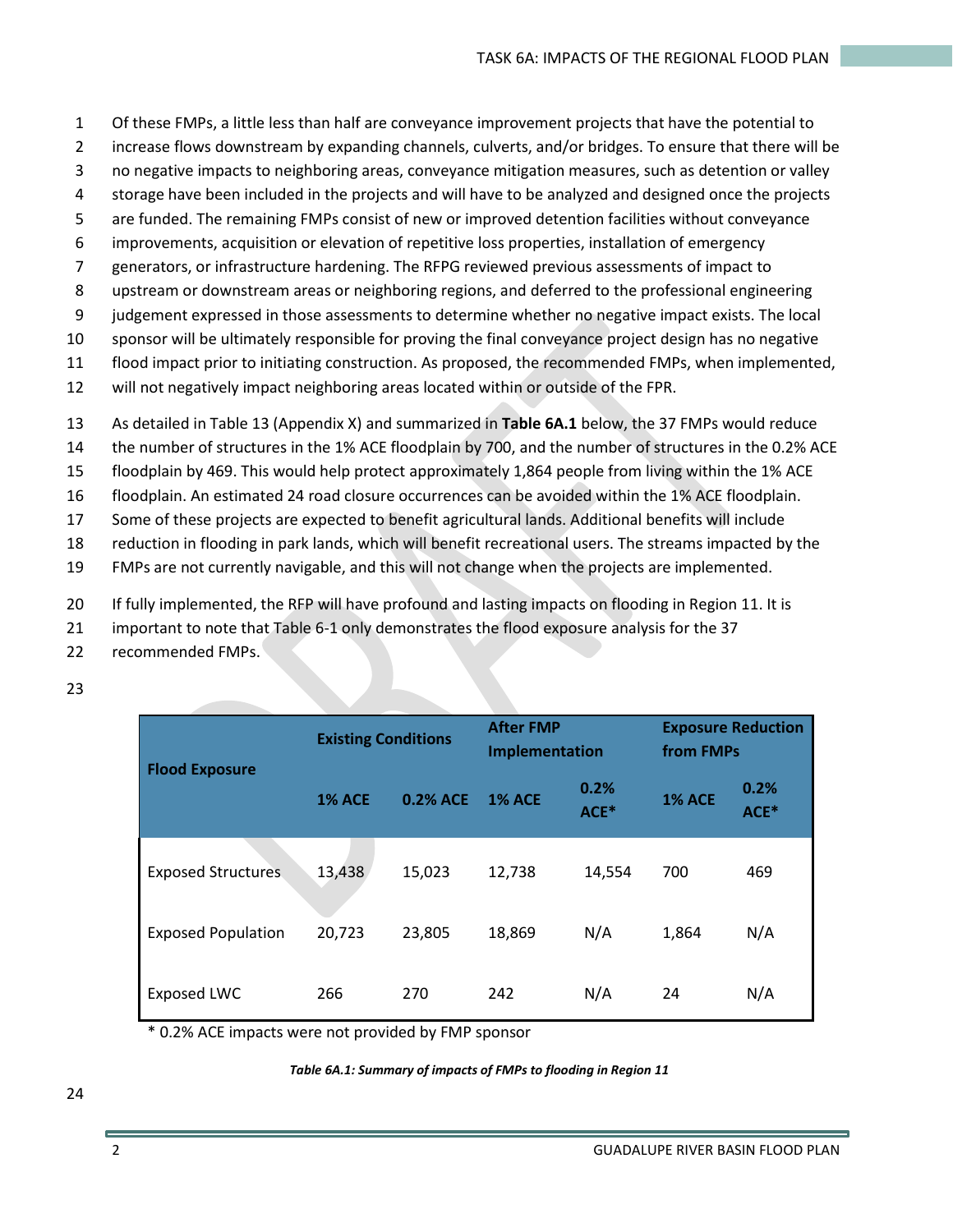Of these FMPs, a little less than half are conveyance improvement projects that have the potential to increase flows downstream by expanding channels, culverts, and/or bridges. To ensure that there will be no negative impacts to neighboring areas, conveyance mitigation measures, such as detention or valley storage have been included in the projects and will have to be analyzed and designed once the projects are funded. The remaining FMPs consist of new or improved detention facilities without conveyance improvements, acquisition or elevation of repetitive loss properties, installation of emergency generators, or infrastructure hardening. The RFPG reviewed previous assessments of impact to upstream or downstream areas or neighboring regions, and deferred to the professional engineering judgement expressed in those assessments to determine whether no negative impact exists. The local sponsor will be ultimately responsible for proving the final conveyance project design has no negative flood impact prior to initiating construction. As proposed, the recommended FMPs, when implemented, will not negatively impact neighboring areas located within or outside of the FPR.

As detailed in Table 13 (Appendix X) and summarized in **Table 6A.1** below, the 37 FMPs would reduce the number of structures in the 1% ACE floodplain by 700, and the number of structures in the 0.2% ACE floodplain by 469. This would help protect approximately 1,864 people from living within the 1% ACE floodplain. An estimated 24 road closure occurrences can be avoided within the 1% ACE floodplain. Some of these projects are expected to benefit agricultural lands. Additional benefits will include reduction in flooding in park lands, which will benefit recreational users. The streams impacted by the FMPs are not currently navigable, and this will not change when the projects are implemented.

If fully implemented, the RFP will have profound and lasting impacts on flooding in Region 11. It is important to note that Table 6-1 only demonstrates the flood exposure analysis for the 37 recommended FMPs.

| Flood Exposure | Existing Conditions | | After FMP Implementation | | Exposure Reduction from FMPs | |
|---|---|---|---|---|---|---|
| | 1% ACE | 0.2% ACE | 1% ACE | 0.2% ACE* | 1% ACE | 0.2% ACE* |
| Exposed Structures | 13,438 | 15,023 | 12,738 | 14,554 | 700 | 469 |
| Exposed Population | 20,723 | 23,805 | 18,869 | N/A | 1,864 | N/A |
| Exposed LWC | 266 | 270 | 242 | N/A | 24 | N/A |

* 0.2% ACE impacts were not provided by FMP sponsor

*Table 6A.1: Summary of impacts of FMPs to flooding in Region 11*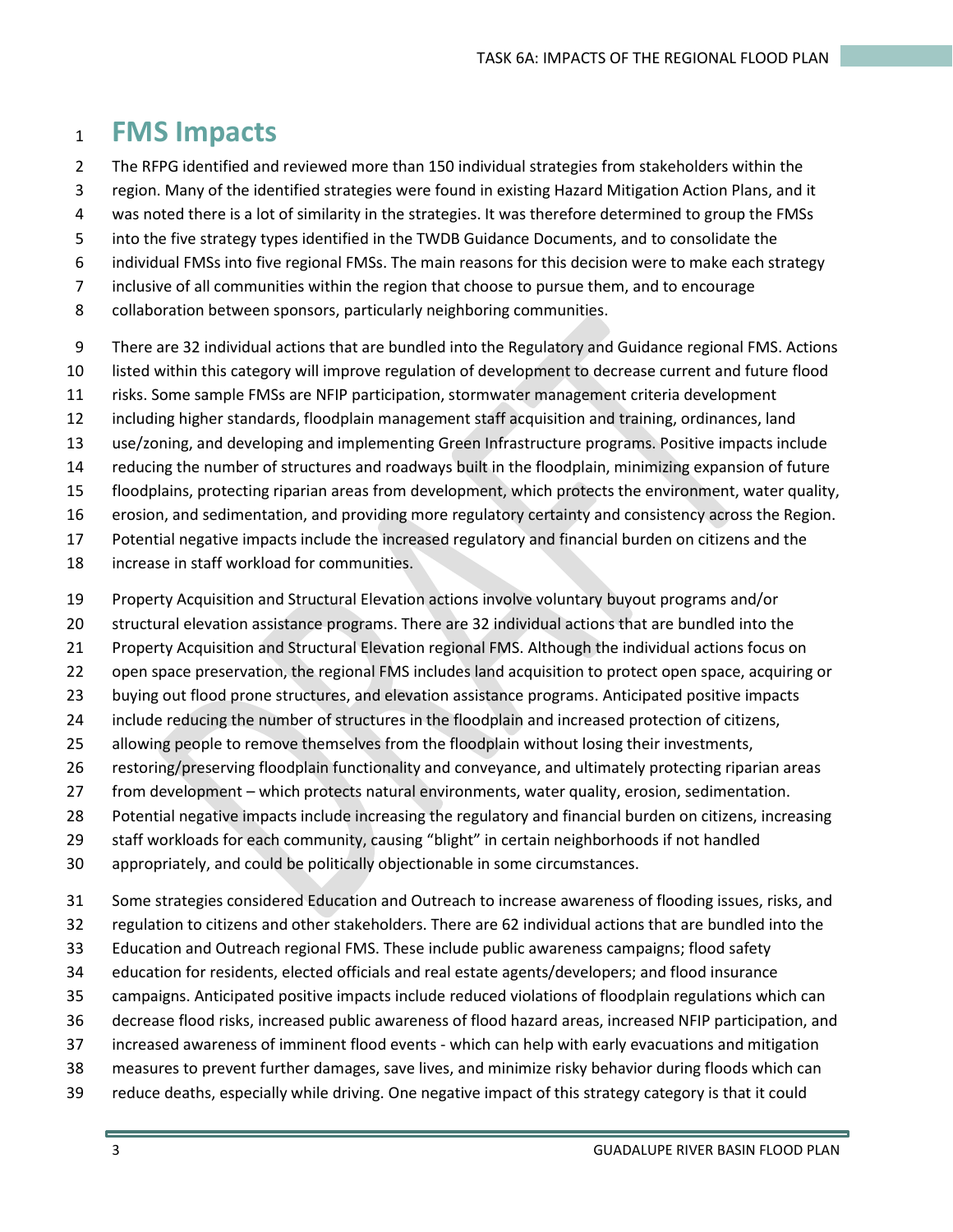# FMS Impacts

The RFPG identified and reviewed more than 150 individual strategies from stakeholders within the region. Many of the identified strategies were found in existing Hazard Mitigation Action Plans, and it was noted there is a lot of similarity in the strategies. It was therefore determined to group the FMSs into the five strategy types identified in the TWDB Guidance Documents, and to consolidate the individual FMSs into five regional FMSs. The main reasons for this decision were to make each strategy inclusive of all communities within the region that choose to pursue them, and to encourage collaboration between sponsors, particularly neighboring communities.

There are 32 individual actions that are bundled into the Regulatory and Guidance regional FMS. Actions listed within this category will improve regulation of development to decrease current and future flood risks. Some sample FMSs are NFIP participation, stormwater management criteria development including higher standards, floodplain management staff acquisition and training, ordinances, land use/zoning, and developing and implementing Green Infrastructure programs. Positive impacts include reducing the number of structures and roadways built in the floodplain, minimizing expansion of future floodplains, protecting riparian areas from development, which protects the environment, water quality, erosion, and sedimentation, and providing more regulatory certainty and consistency across the Region. Potential negative impacts include the increased regulatory and financial burden on citizens and the increase in staff workload for communities.

Property Acquisition and Structural Elevation actions involve voluntary buyout programs and/or structural elevation assistance programs. There are 32 individual actions that are bundled into the Property Acquisition and Structural Elevation regional FMS. Although the individual actions focus on open space preservation, the regional FMS includes land acquisition to protect open space, acquiring or buying out flood prone structures, and elevation assistance programs. Anticipated positive impacts include reducing the number of structures in the floodplain and increased protection of citizens, allowing people to remove themselves from the floodplain without losing their investments, restoring/preserving floodplain functionality and conveyance, and ultimately protecting riparian areas from development – which protects natural environments, water quality, erosion, sedimentation. Potential negative impacts include increasing the regulatory and financial burden on citizens, increasing staff workloads for each community, causing "blight" in certain neighborhoods if not handled appropriately, and could be politically objectionable in some circumstances.

Some strategies considered Education and Outreach to increase awareness of flooding issues, risks, and regulation to citizens and other stakeholders. There are 62 individual actions that are bundled into the Education and Outreach regional FMS. These include public awareness campaigns; flood safety education for residents, elected officials and real estate agents/developers; and flood insurance campaigns. Anticipated positive impacts include reduced violations of floodplain regulations which can decrease flood risks, increased public awareness of flood hazard areas, increased NFIP participation, and increased awareness of imminent flood events - which can help with early evacuations and mitigation measures to prevent further damages, save lives, and minimize risky behavior during floods which can reduce deaths, especially while driving. One negative impact of this strategy category is that it could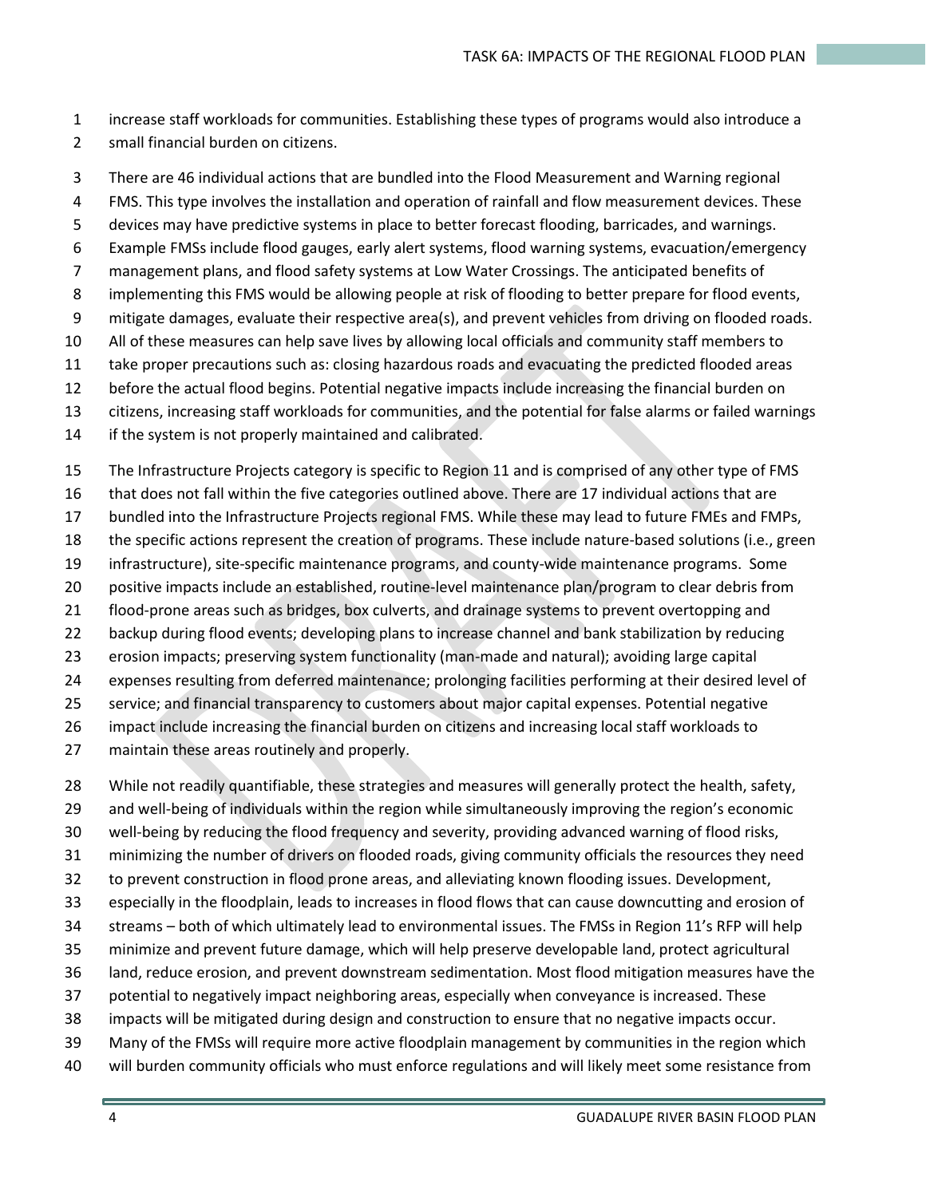increase staff workloads for communities. Establishing these types of programs would also introduce a small financial burden on citizens.

There are 46 individual actions that are bundled into the Flood Measurement and Warning regional FMS. This type involves the installation and operation of rainfall and flow measurement devices. These devices may have predictive systems in place to better forecast flooding, barricades, and warnings. Example FMSs include flood gauges, early alert systems, flood warning systems, evacuation/emergency management plans, and flood safety systems at Low Water Crossings. The anticipated benefits of implementing this FMS would be allowing people at risk of flooding to better prepare for flood events, mitigate damages, evaluate their respective area(s), and prevent vehicles from driving on flooded roads. All of these measures can help save lives by allowing local officials and community staff members to take proper precautions such as: closing hazardous roads and evacuating the predicted flooded areas before the actual flood begins. Potential negative impacts include increasing the financial burden on citizens, increasing staff workloads for communities, and the potential for false alarms or failed warnings if the system is not properly maintained and calibrated.

The Infrastructure Projects category is specific to Region 11 and is comprised of any other type of FMS that does not fall within the five categories outlined above. There are 17 individual actions that are bundled into the Infrastructure Projects regional FMS. While these may lead to future FMEs and FMPs, the specific actions represent the creation of programs. These include nature-based solutions (i.e., green infrastructure), site-specific maintenance programs, and county-wide maintenance programs. Some positive impacts include an established, routine-level maintenance plan/program to clear debris from flood-prone areas such as bridges, box culverts, and drainage systems to prevent overtopping and backup during flood events; developing plans to increase channel and bank stabilization by reducing erosion impacts; preserving system functionality (man-made and natural); avoiding large capital expenses resulting from deferred maintenance; prolonging facilities performing at their desired level of service; and financial transparency to customers about major capital expenses. Potential negative impact include increasing the financial burden on citizens and increasing local staff workloads to maintain these areas routinely and properly.

While not readily quantifiable, these strategies and measures will generally protect the health, safety, and well-being of individuals within the region while simultaneously improving the region's economic well-being by reducing the flood frequency and severity, providing advanced warning of flood risks, minimizing the number of drivers on flooded roads, giving community officials the resources they need to prevent construction in flood prone areas, and alleviating known flooding issues. Development, especially in the floodplain, leads to increases in flood flows that can cause downcutting and erosion of streams – both of which ultimately lead to environmental issues. The FMSs in Region 11's RFP will help minimize and prevent future damage, which will help preserve developable land, protect agricultural land, reduce erosion, and prevent downstream sedimentation. Most flood mitigation measures have the potential to negatively impact neighboring areas, especially when conveyance is increased. These impacts will be mitigated during design and construction to ensure that no negative impacts occur. Many of the FMSs will require more active floodplain management by communities in the region which will burden community officials who must enforce regulations and will likely meet some resistance from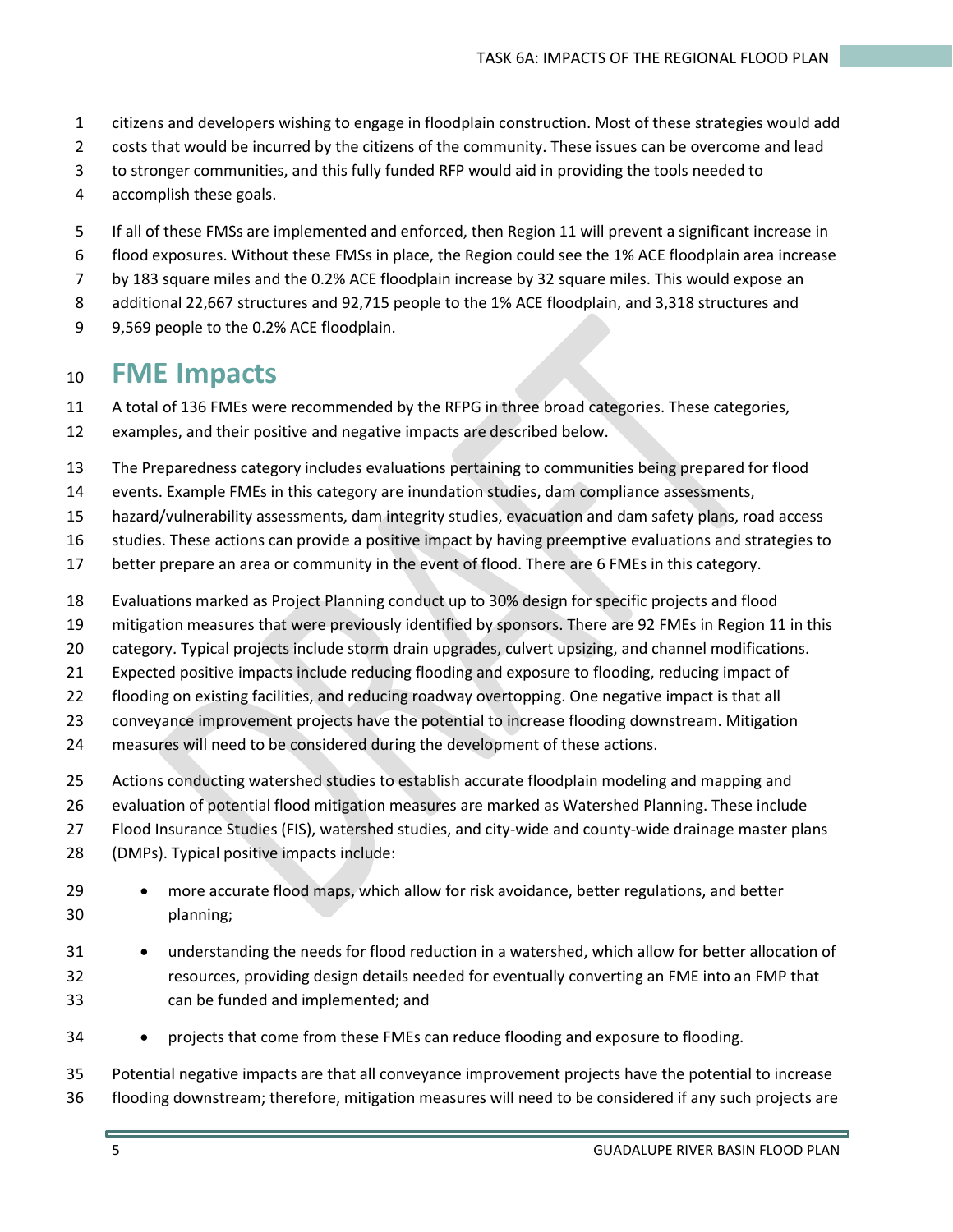citizens and developers wishing to engage in floodplain construction. Most of these strategies would add costs that would be incurred by the citizens of the community. These issues can be overcome and lead to stronger communities, and this fully funded RFP would aid in providing the tools needed to accomplish these goals.

If all of these FMSs are implemented and enforced, then Region 11 will prevent a significant increase in flood exposures. Without these FMSs in place, the Region could see the 1% ACE floodplain area increase by 183 square miles and the 0.2% ACE floodplain increase by 32 square miles. This would expose an additional 22,667 structures and 92,715 people to the 1% ACE floodplain, and 3,318 structures and 9,569 people to the 0.2% ACE floodplain.

## FME Impacts

A total of 136 FMEs were recommended by the RFPG in three broad categories. These categories, examples, and their positive and negative impacts are described below.

The Preparedness category includes evaluations pertaining to communities being prepared for flood events. Example FMEs in this category are inundation studies, dam compliance assessments, hazard/vulnerability assessments, dam integrity studies, evacuation and dam safety plans, road access studies. These actions can provide a positive impact by having preemptive evaluations and strategies to better prepare an area or community in the event of flood. There are 6 FMEs in this category.

Evaluations marked as Project Planning conduct up to 30% design for specific projects and flood mitigation measures that were previously identified by sponsors. There are 92 FMEs in Region 11 in this category. Typical projects include storm drain upgrades, culvert upsizing, and channel modifications. Expected positive impacts include reducing flooding and exposure to flooding, reducing impact of flooding on existing facilities, and reducing roadway overtopping. One negative impact is that all conveyance improvement projects have the potential to increase flooding downstream. Mitigation measures will need to be considered during the development of these actions.

Actions conducting watershed studies to establish accurate floodplain modeling and mapping and evaluation of potential flood mitigation measures are marked as Watershed Planning. These include Flood Insurance Studies (FIS), watershed studies, and city-wide and county-wide drainage master plans (DMPs). Typical positive impacts include:

- more accurate flood maps, which allow for risk avoidance, better regulations, and better planning;
- understanding the needs for flood reduction in a watershed, which allow for better allocation of resources, providing design details needed for eventually converting an FME into an FMP that can be funded and implemented; and
- projects that come from these FMEs can reduce flooding and exposure to flooding.

Potential negative impacts are that all conveyance improvement projects have the potential to increase flooding downstream; therefore, mitigation measures will need to be considered if any such projects are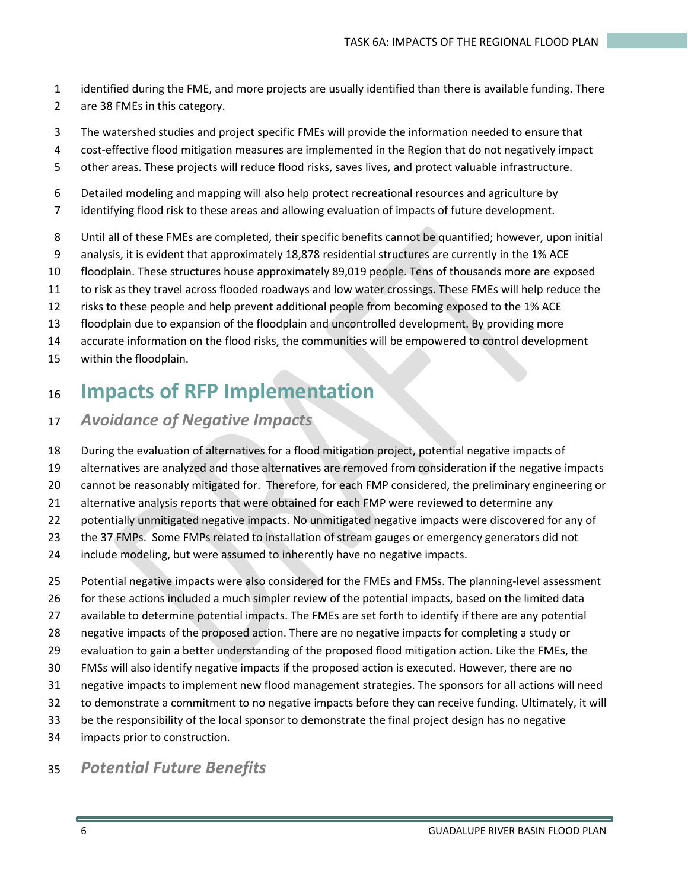identified during the FME, and more projects are usually identified than there is available funding. There are 38 FMEs in this category.

The watershed studies and project specific FMEs will provide the information needed to ensure that cost-effective flood mitigation measures are implemented in the Region that do not negatively impact other areas. These projects will reduce flood risks, saves lives, and protect valuable infrastructure.

Detailed modeling and mapping will also help protect recreational resources and agriculture by identifying flood risk to these areas and allowing evaluation of impacts of future development.

Until all of these FMEs are completed, their specific benefits cannot be quantified; however, upon initial analysis, it is evident that approximately 18,878 residential structures are currently in the 1% ACE floodplain. These structures house approximately 89,019 people. Tens of thousands more are exposed to risk as they travel across flooded roadways and low water crossings. These FMEs will help reduce the risks to these people and help prevent additional people from becoming exposed to the 1% ACE floodplain due to expansion of the floodplain and uncontrolled development. By providing more accurate information on the flood risks, the communities will be empowered to control development within the floodplain.

# Impacts of RFP Implementation

## *Avoidance of Negative Impacts*

During the evaluation of alternatives for a flood mitigation project, potential negative impacts of alternatives are analyzed and those alternatives are removed from consideration if the negative impacts cannot be reasonably mitigated for. Therefore, for each FMP considered, the preliminary engineering or alternative analysis reports that were obtained for each FMP were reviewed to determine any potentially unmitigated negative impacts. No unmitigated negative impacts were discovered for any of the 37 FMPs. Some FMPs related to installation of stream gauges or emergency generators did not include modeling, but were assumed to inherently have no negative impacts.

Potential negative impacts were also considered for the FMEs and FMSs. The planning-level assessment for these actions included a much simpler review of the potential impacts, based on the limited data available to determine potential impacts. The FMEs are set forth to identify if there are any potential negative impacts of the proposed action. There are no negative impacts for completing a study or evaluation to gain a better understanding of the proposed flood mitigation action. Like the FMEs, the FMSs will also identify negative impacts if the proposed action is executed. However, there are no negative impacts to implement new flood management strategies. The sponsors for all actions will need to demonstrate a commitment to no negative impacts before they can receive funding. Ultimately, it will be the responsibility of the local sponsor to demonstrate the final project design has no negative impacts prior to construction.

## *Potential Future Benefits*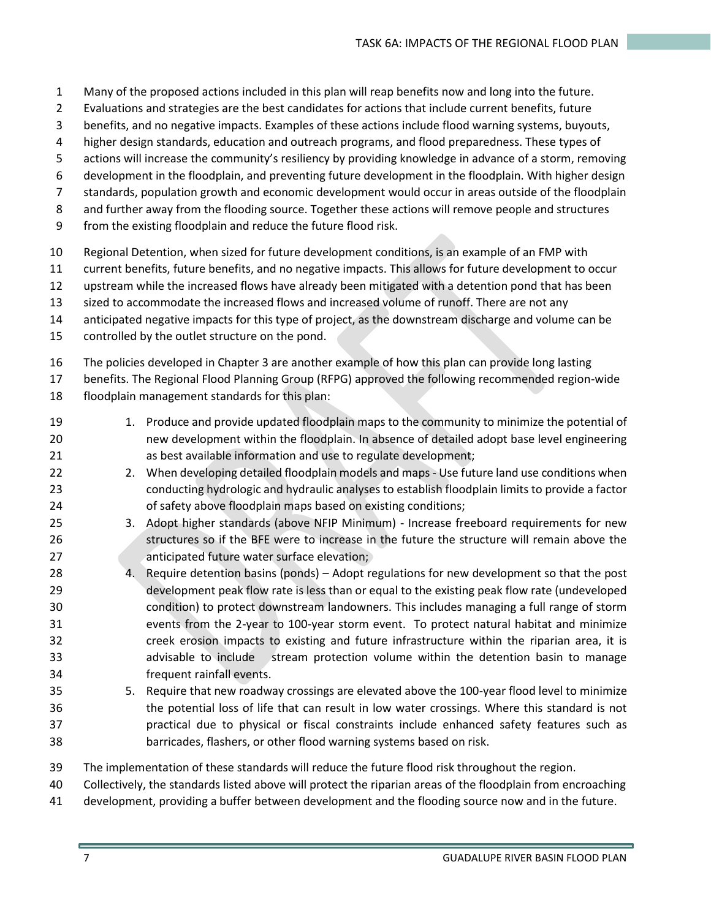Many of the proposed actions included in this plan will reap benefits now and long into the future. Evaluations and strategies are the best candidates for actions that include current benefits, future benefits, and no negative impacts. Examples of these actions include flood warning systems, buyouts, higher design standards, education and outreach programs, and flood preparedness. These types of actions will increase the community's resiliency by providing knowledge in advance of a storm, removing development in the floodplain, and preventing future development in the floodplain. With higher design standards, population growth and economic development would occur in areas outside of the floodplain and further away from the flooding source. Together these actions will remove people and structures from the existing floodplain and reduce the future flood risk.

Regional Detention, when sized for future development conditions, is an example of an FMP with current benefits, future benefits, and no negative impacts. This allows for future development to occur upstream while the increased flows have already been mitigated with a detention pond that has been sized to accommodate the increased flows and increased volume of runoff. There are not any anticipated negative impacts for this type of project, as the downstream discharge and volume can be controlled by the outlet structure on the pond.

The policies developed in Chapter 3 are another example of how this plan can provide long lasting benefits. The Regional Flood Planning Group (RFPG) approved the following recommended region-wide floodplain management standards for this plan:

1. Produce and provide updated floodplain maps to the community to minimize the potential of new development within the floodplain. In absence of detailed adopt base level engineering as best available information and use to regulate development;
2. When developing detailed floodplain models and maps - Use future land use conditions when conducting hydrologic and hydraulic analyses to establish floodplain limits to provide a factor of safety above floodplain maps based on existing conditions;
3. Adopt higher standards (above NFIP Minimum) - Increase freeboard requirements for new structures so if the BFE were to increase in the future the structure will remain above the anticipated future water surface elevation;
4. Require detention basins (ponds) – Adopt regulations for new development so that the post development peak flow rate is less than or equal to the existing peak flow rate (undeveloped condition) to protect downstream landowners. This includes managing a full range of storm events from the 2-year to 100-year storm event. To protect natural habitat and minimize creek erosion impacts to existing and future infrastructure within the riparian area, it is advisable to include stream protection volume within the detention basin to manage frequent rainfall events.
5. Require that new roadway crossings are elevated above the 100-year flood level to minimize the potential loss of life that can result in low water crossings. Where this standard is not practical due to physical or fiscal constraints include enhanced safety features such as barricades, flashers, or other flood warning systems based on risk.

The implementation of these standards will reduce the future flood risk throughout the region. Collectively, the standards listed above will protect the riparian areas of the floodplain from encroaching development, providing a buffer between development and the flooding source now and in the future.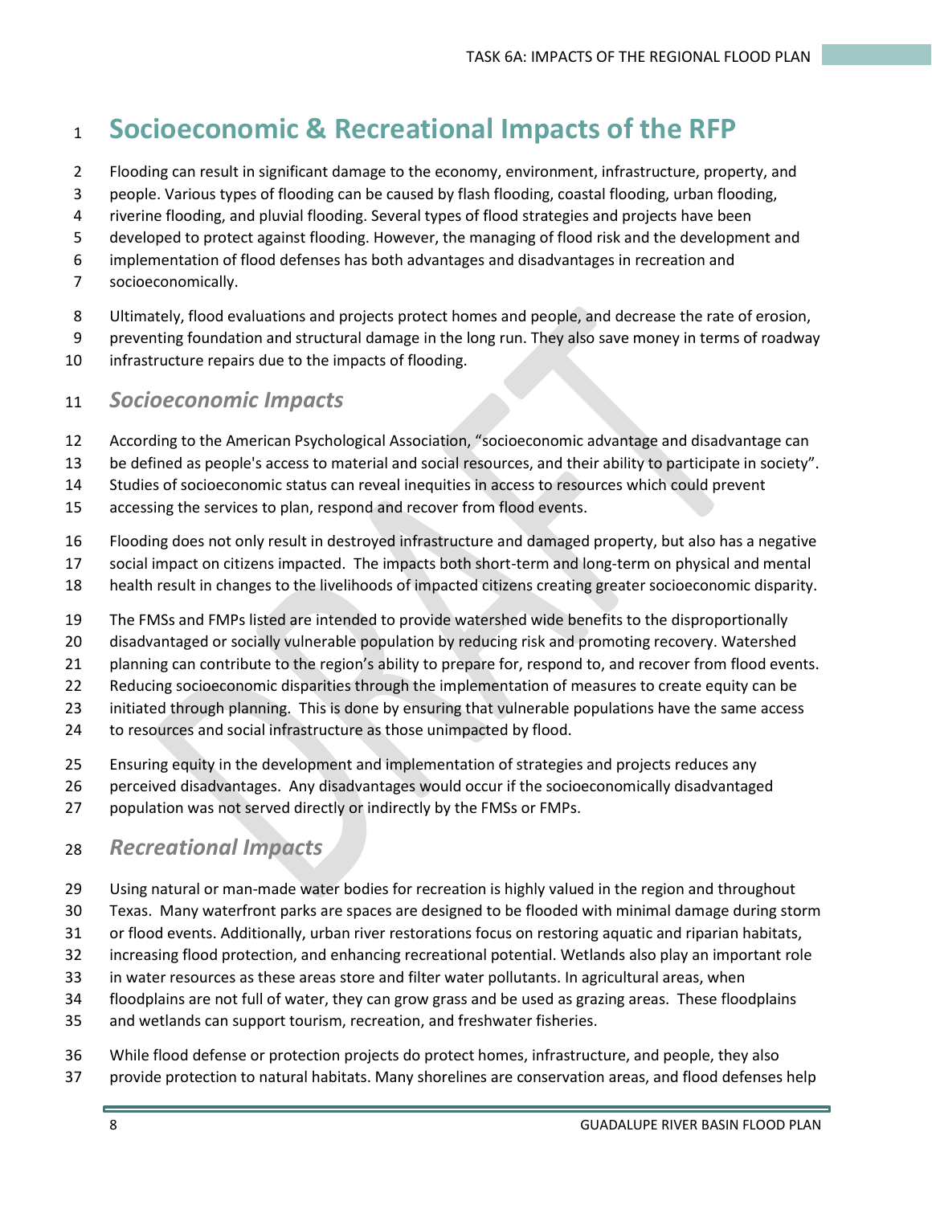# Socioeconomic & Recreational Impacts of the RFP

Flooding can result in significant damage to the economy, environment, infrastructure, property, and people. Various types of flooding can be caused by flash flooding, coastal flooding, urban flooding, riverine flooding, and pluvial flooding. Several types of flood strategies and projects have been developed to protect against flooding. However, the managing of flood risk and the development and implementation of flood defenses has both advantages and disadvantages in recreation and socioeconomically.

Ultimately, flood evaluations and projects protect homes and people, and decrease the rate of erosion, preventing foundation and structural damage in the long run. They also save money in terms of roadway infrastructure repairs due to the impacts of flooding.

## *Socioeconomic Impacts*

According to the American Psychological Association, "socioeconomic advantage and disadvantage can be defined as people's access to material and social resources, and their ability to participate in society". Studies of socioeconomic status can reveal inequities in access to resources which could prevent accessing the services to plan, respond and recover from flood events.

Flooding does not only result in destroyed infrastructure and damaged property, but also has a negative social impact on citizens impacted. The impacts both short-term and long-term on physical and mental health result in changes to the livelihoods of impacted citizens creating greater socioeconomic disparity.

The FMSs and FMPs listed are intended to provide watershed wide benefits to the disproportionally disadvantaged or socially vulnerable population by reducing risk and promoting recovery. Watershed planning can contribute to the region's ability to prepare for, respond to, and recover from flood events. Reducing socioeconomic disparities through the implementation of measures to create equity can be initiated through planning. This is done by ensuring that vulnerable populations have the same access to resources and social infrastructure as those unimpacted by flood.

Ensuring equity in the development and implementation of strategies and projects reduces any perceived disadvantages. Any disadvantages would occur if the socioeconomically disadvantaged population was not served directly or indirectly by the FMSs or FMPs.

## *Recreational Impacts*

Using natural or man-made water bodies for recreation is highly valued in the region and throughout Texas. Many waterfront parks are spaces are designed to be flooded with minimal damage during storm or flood events. Additionally, urban river restorations focus on restoring aquatic and riparian habitats, increasing flood protection, and enhancing recreational potential. Wetlands also play an important role in water resources as these areas store and filter water pollutants. In agricultural areas, when floodplains are not full of water, they can grow grass and be used as grazing areas. These floodplains and wetlands can support tourism, recreation, and freshwater fisheries.

While flood defense or protection projects do protect homes, infrastructure, and people, they also provide protection to natural habitats. Many shorelines are conservation areas, and flood defenses help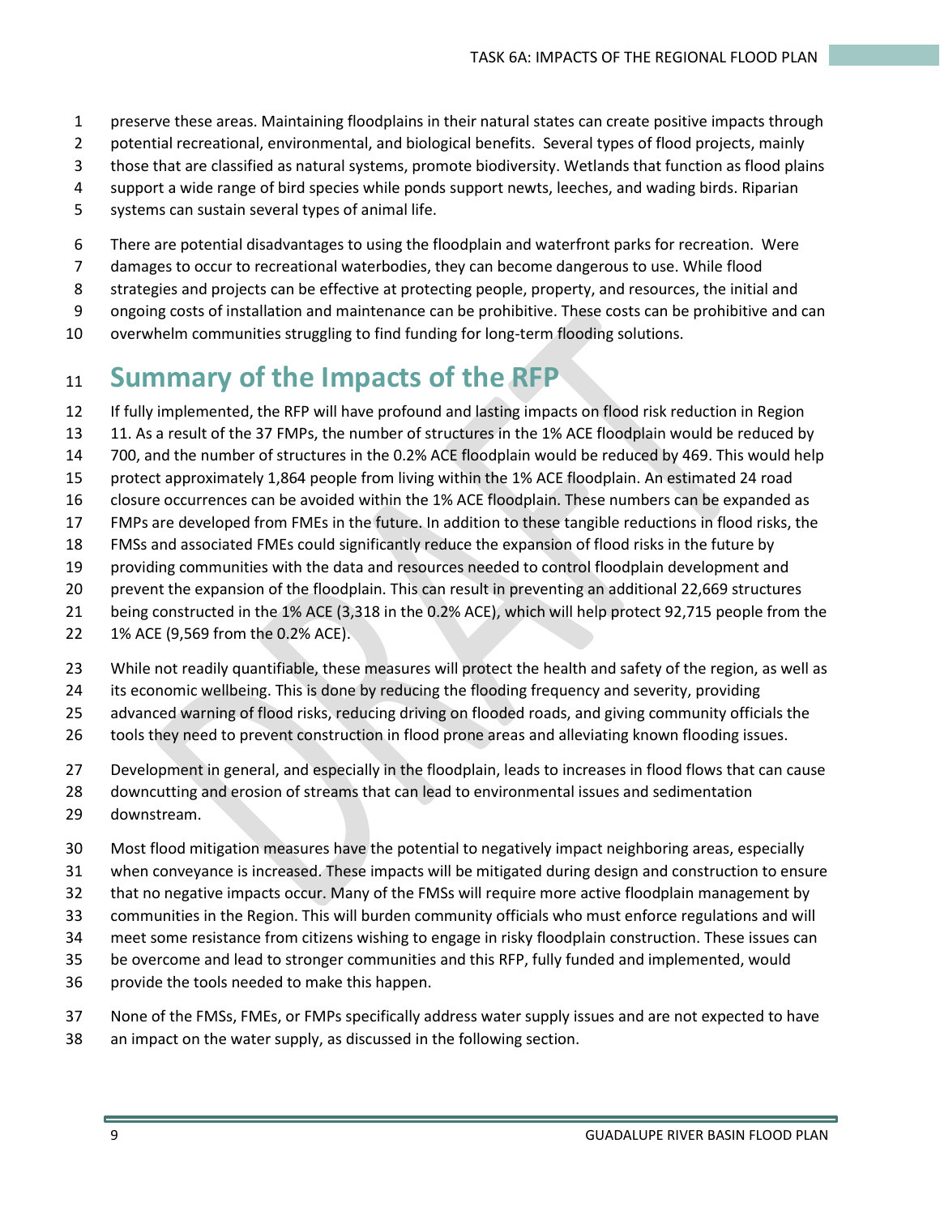preserve these areas. Maintaining floodplains in their natural states can create positive impacts through potential recreational, environmental, and biological benefits. Several types of flood projects, mainly those that are classified as natural systems, promote biodiversity. Wetlands that function as flood plains support a wide range of bird species while ponds support newts, leeches, and wading birds. Riparian systems can sustain several types of animal life.

There are potential disadvantages to using the floodplain and waterfront parks for recreation. Were damages to occur to recreational waterbodies, they can become dangerous to use. While flood strategies and projects can be effective at protecting people, property, and resources, the initial and ongoing costs of installation and maintenance can be prohibitive. These costs can be prohibitive and can overwhelm communities struggling to find funding for long-term flooding solutions.

## Summary of the Impacts of the RFP

If fully implemented, the RFP will have profound and lasting impacts on flood risk reduction in Region 11. As a result of the 37 FMPs, the number of structures in the 1% ACE floodplain would be reduced by 700, and the number of structures in the 0.2% ACE floodplain would be reduced by 469. This would help protect approximately 1,864 people from living within the 1% ACE floodplain. An estimated 24 road closure occurrences can be avoided within the 1% ACE floodplain. These numbers can be expanded as FMPs are developed from FMEs in the future. In addition to these tangible reductions in flood risks, the FMSs and associated FMEs could significantly reduce the expansion of flood risks in the future by providing communities with the data and resources needed to control floodplain development and prevent the expansion of the floodplain. This can result in preventing an additional 22,669 structures being constructed in the 1% ACE (3,318 in the 0.2% ACE), which will help protect 92,715 people from the 1% ACE (9,569 from the 0.2% ACE).

While not readily quantifiable, these measures will protect the health and safety of the region, as well as its economic wellbeing. This is done by reducing the flooding frequency and severity, providing advanced warning of flood risks, reducing driving on flooded roads, and giving community officials the tools they need to prevent construction in flood prone areas and alleviating known flooding issues.

Development in general, and especially in the floodplain, leads to increases in flood flows that can cause downcutting and erosion of streams that can lead to environmental issues and sedimentation downstream.

Most flood mitigation measures have the potential to negatively impact neighboring areas, especially when conveyance is increased. These impacts will be mitigated during design and construction to ensure that no negative impacts occur. Many of the FMSs will require more active floodplain management by communities in the Region. This will burden community officials who must enforce regulations and will meet some resistance from citizens wishing to engage in risky floodplain construction. These issues can be overcome and lead to stronger communities and this RFP, fully funded and implemented, would provide the tools needed to make this happen.

None of the FMSs, FMEs, or FMPs specifically address water supply issues and are not expected to have an impact on the water supply, as discussed in the following section.